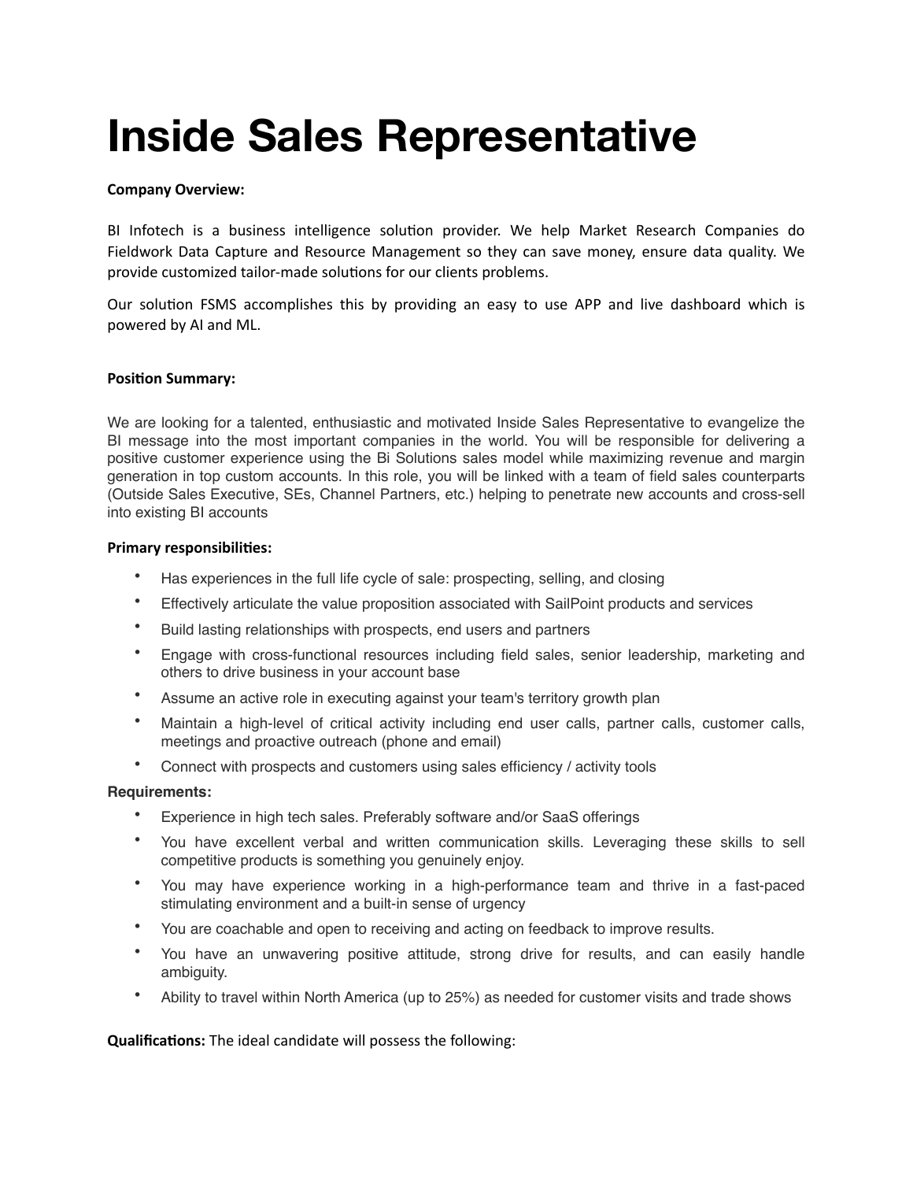# Inside Sales Representative

**Company Overview:**

BI Infotech is a business intelligence solution provider. We help Market Research Companies do Fieldwork Data Capture and Resource Management so they can save money, ensure data quality. We provide customized tailor-made solutions for our clients problems.

Our solution FSMS accomplishes this by providing an easy to use APP and live dashboard which is powered by AI and ML.

**Position Summary:**

We are looking for a talented, enthusiastic and motivated Inside Sales Representative to evangelize the BI message into the most important companies in the world. You will be responsible for delivering a positive customer experience using the Bi Solutions sales model while maximizing revenue and margin generation in top custom accounts. In this role, you will be linked with a team of field sales counterparts (Outside Sales Executive, SEs, Channel Partners, etc.) helping to penetrate new accounts and cross-sell into existing BI accounts

**Primary responsibilities:**

- Has experiences in the full life cycle of sale: prospecting, selling, and closing
- Effectively articulate the value proposition associated with SailPoint products and services
- Build lasting relationships with prospects, end users and partners
- Engage with cross-functional resources including field sales, senior leadership, marketing and others to drive business in your account base
- Assume an active role in executing against your team's territory growth plan
- Maintain a high-level of critical activity including end user calls, partner calls, customer calls, meetings and proactive outreach (phone and email)
- Connect with prospects and customers using sales efficiency / activity tools

**Requirements:**

- Experience in high tech sales. Preferably software and/or SaaS offerings
- You have excellent verbal and written communication skills. Leveraging these skills to sell competitive products is something you genuinely enjoy.
- You may have experience working in a high-performance team and thrive in a fast-paced stimulating environment and a built-in sense of urgency
- You are coachable and open to receiving and acting on feedback to improve results.
- You have an unwavering positive attitude, strong drive for results, and can easily handle ambiguity.
- Ability to travel within North America (up to 25%) as needed for customer visits and trade shows

**Qualifications:** The ideal candidate will possess the following: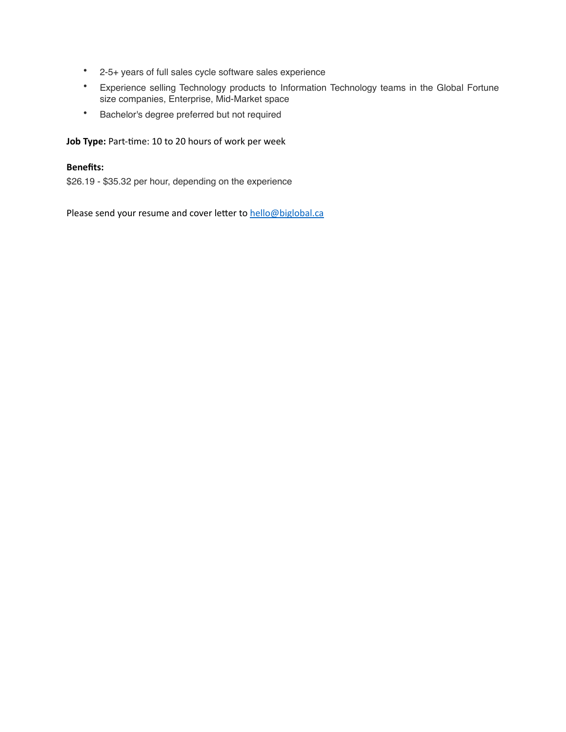- 2-5+ years of full sales cycle software sales experience
- Experience selling Technology products to Information Technology teams in the Global Fortune size companies, Enterprise, Mid-Market space
- Bachelor's degree preferred but not required

**Job Type:** Part-time: 10 to 20 hours of work per week

**Benefits:**

$26.19 - $35.32 per hour, depending on the experience

Please send your resume and cover letter to [hello@biglobal.ca](mailto:hello@biglobal.ca)